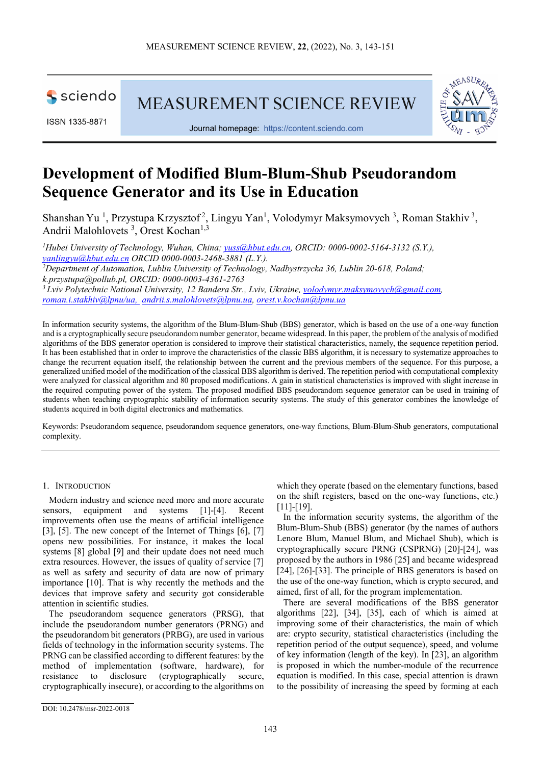# Development of Modified Blum-Blum-Shub Pseudorandom Sequence Generator and its Use in Education

Shanshan Yu [1], Przystupa Krzysztof [2], Lingyu Yan[1], Volodymyr Maksymovych [3], Roman Stakhiv [3], Andrii Malohlovets [3], Orest Kochan[1,3]

[1]*Hubei University of Technology, Wuhan, China; yuss@hbut.edu.cn, ORCID: 0000-0002-5164-3132 (S.Y.), yanlingyu@hbut.edu.cn ORCID 0000-0003-2468-3881 (L.Y.).*
[2]*Department of Automation, Lublin University of Technology, Nadbystrzycka 36, Lublin 20-618, Poland; k.przystupa@pollub.pl, ORCID: 0000-0003-4361-2763*
[3]*Lviv Polytechnic National University, 12 Bandera Str., Lviv, Ukraine, volodymyr.maksymovych@gmail.com, roman.i.stakhiv@lpnu/ua, andrii.s.malohlovets@lpnu.ua, orest.v.kochan@lpnu.ua*

In information security systems, the algorithm of the Blum-Blum-Shub (BBS) generator, which is based on the use of a one-way function and is a cryptographically secure pseudorandom number generator, became widespread. In this paper, the problem of the analysis of modified algorithms of the BBS generator operation is considered to improve their statistical characteristics, namely, the sequence repetition period. It has been established that in order to improve the characteristics of the classic BBS algorithm, it is necessary to systematize approaches to change the recurrent equation itself, the relationship between the current and the previous members of the sequence. For this purpose, a generalized unified model of the modification of the classical BBS algorithm is derived. The repetition period with computational complexity were analyzed for classical algorithm and 80 proposed modifications. A gain in statistical characteristics is improved with slight increase in the required computing power of the system. The proposed modified BBS pseudorandom sequence generator can be used in training of students when teaching cryptographic stability of information security systems. The study of this generator combines the knowledge of students acquired in both digital electronics and mathematics.

Keywords: Pseudorandom sequence, pseudorandom sequence generators, one-way functions, Blum-Blum-Shub generators, computational complexity.

## 1. Introduction

Modern industry and science need more and more accurate sensors, equipment and systems [1]-[4]. Recent improvements often use the means of artificial intelligence [3], [5]. The new concept of the Internet of Things [6], [7] opens new possibilities. For instance, it makes the local systems [8] global [9] and their update does not need much extra resources. However, the issues of quality of service [7] as well as safety and security of data are now of primary importance [10]. That is why recently the methods and the devices that improve safety and security got considerable attention in scientific studies.

The pseudorandom sequence generators (PRSG), that include the pseudorandom number generators (PRNG) and the pseudorandom bit generators (PRBG), are used in various fields of technology in the information security systems. The PRNG can be classified according to different features: by the method of implementation (software, hardware), for resistance to disclosure (cryptographically secure, cryptographically insecure), or according to the algorithms on which they operate (based on the elementary functions, based on the shift registers, based on the one-way functions, etc.) [11]-[19].

In the information security systems, the algorithm of the Blum-Blum-Shub (BBS) generator (by the names of authors Lenore Blum, Manuel Blum, and Michael Shub), which is cryptographically secure PRNG (CSPRNG) [20]-[24], was proposed by the authors in 1986 [25] and became widespread [24], [26]-[33]. The principle of BBS generators is based on the use of the one-way function, which is crypto secured, and aimed, first of all, for the program implementation.

There are several modifications of the BBS generator algorithms [22], [34], [35], each of which is aimed at improving some of their characteristics, the main of which are: crypto security, statistical characteristics (including the repetition period of the output sequence), speed, and volume of key information (length of the key). In [23], an algorithm is proposed in which the number-module of the recurrence equation is modified. In this case, special attention is drawn to the possibility of increasing the speed by forming at each

DOI: 10.2478/msr-2022-0018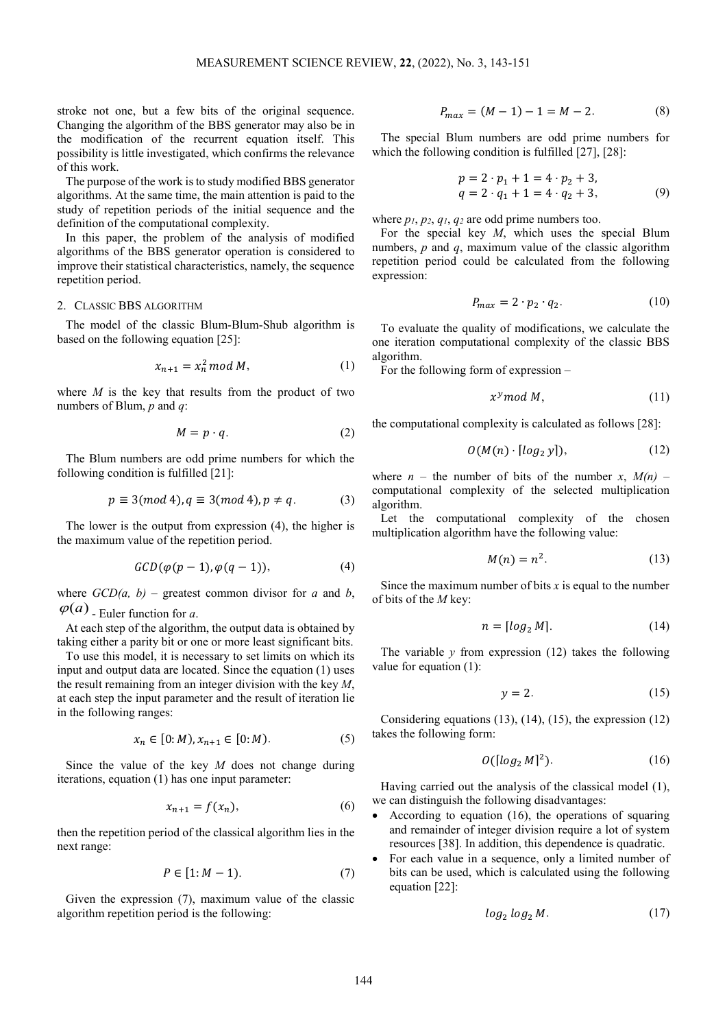stroke not one, but a few bits of the original sequence. Changing the algorithm of the BBS generator may also be in the modification of the recurrent equation itself. This possibility is little investigated, which confirms the relevance of this work.

The purpose of the work is to study modified BBS generator algorithms. At the same time, the main attention is paid to the study of repetition periods of the initial sequence and the definition of the computational complexity.

In this paper, the problem of the analysis of modified algorithms of the BBS generator operation is considered to improve their statistical characteristics, namely, the sequence repetition period.

## 2. Classic BBS algorithm

The model of the classic Blum-Blum-Shub algorithm is based on the following equation [25]:

$$x_{n+1} = x_n^2 \, mod \, M, \tag{1}$$

where $M$ is the key that results from the product of two numbers of Blum, $p$ and $q$:

$$M = p \cdot q. \tag{2}$$

The Blum numbers are odd prime numbers for which the following condition is fulfilled [21]:

$$p \equiv 3(mod\, 4), q \equiv 3(mod\, 4), p \neq q. \tag{3}$$

The lower is the output from expression (4), the higher is the maximum value of the repetition period.

$$GCD(\varphi(p-1), \varphi(q-1)), \tag{4}$$

where $GCD(a, b)$ – greatest common divisor for $a$ and $b$, $\varphi(a)$ - Euler function for $a$.

At each step of the algorithm, the output data is obtained by taking either a parity bit or one or more least significant bits.

To use this model, it is necessary to set limits on which its input and output data are located. Since the equation (1) uses the result remaining from an integer division with the key $M$, at each step the input parameter and the result of iteration lie in the following ranges:

$$x_n \in [0: M), x_{n+1} \in [0: M). \tag{5}$$

Since the value of the key $M$ does not change during iterations, equation (1) has one input parameter:

$$x_{n+1} = f(x_n), \tag{6}$$

then the repetition period of the classical algorithm lies in the next range:

$$P \in [1: M-1). \tag{7}$$

Given the expression (7), maximum value of the classic algorithm repetition period is the following:

$$P_{max} = (M-1) - 1 = M - 2. \tag{8}$$

The special Blum numbers are odd prime numbers for which the following condition is fulfilled [27], [28]:

$$\begin{aligned} p &= 2 \cdot p_1 + 1 = 4 \cdot p_2 + 3, \\ q &= 2 \cdot q_1 + 1 = 4 \cdot q_2 + 3, \end{aligned} \tag{9}$$

where $p_1$, $p_2$, $q_1$, $q_2$ are odd prime numbers too.

For the special key $M$, which uses the special Blum numbers, $p$ and $q$, maximum value of the classic algorithm repetition period could be calculated from the following expression:

$$P_{max} = 2 \cdot p_2 \cdot q_2. \tag{10}$$

To evaluate the quality of modifications, we calculate the one iteration computational complexity of the classic BBS algorithm.

For the following form of expression –

$$x^y mod\, M, \tag{11}$$

the computational complexity is calculated as follows [28]:

$$O(M(n) \cdot \lceil log_2 y \rceil), \tag{12}$$

where $n$ – the number of bits of the number $x$, $M(n)$ – computational complexity of the selected multiplication algorithm.

Let the computational complexity of the chosen multiplication algorithm have the following value:

$$M(n) = n^2. \tag{13}$$

Since the maximum number of bits $x$ is equal to the number of bits of the $M$ key:

$$n = \lceil log_2 M \rceil. \tag{14}$$

The variable $y$ from expression (12) takes the following value for equation (1):

$$y = 2. \tag{15}$$

Considering equations (13), (14), (15), the expression (12) takes the following form:

$$O(\lceil log_2 M \rceil^2). \tag{16}$$

Having carried out the analysis of the classical model (1), we can distinguish the following disadvantages:

- According to equation (16), the operations of squaring and remainder of integer division require a lot of system resources [38]. In addition, this dependence is quadratic.
- For each value in a sequence, only a limited number of bits can be used, which is calculated using the following equation [22]:

$$log_2 \, log_2 \, M. \tag{17}$$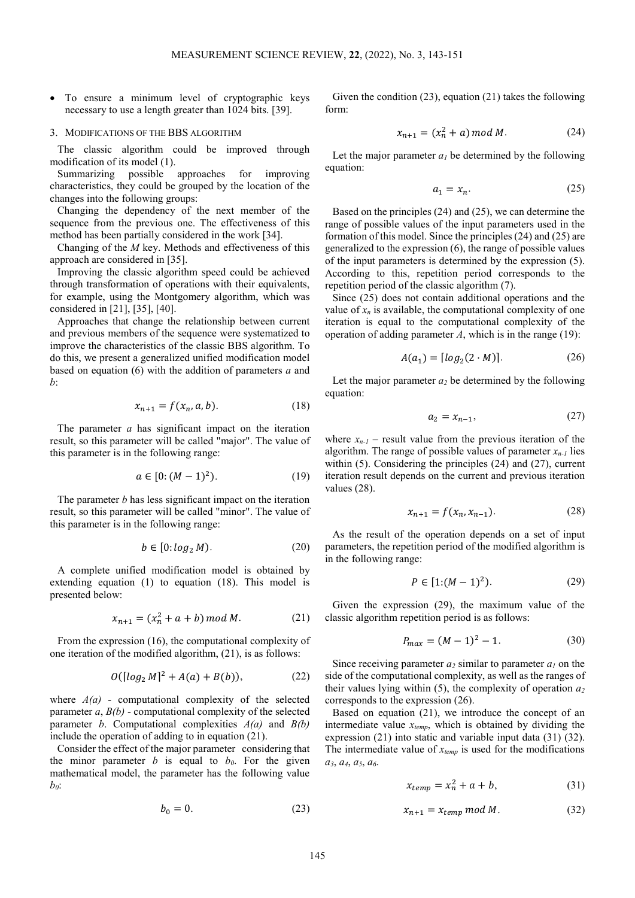- To ensure a minimum level of cryptographic keys necessary to use a length greater than 1024 bits. [39].

## 3. Modifications of the BBS algorithm

The classic algorithm could be improved through modification of its model (1).

Summarizing possible approaches for improving characteristics, they could be grouped by the location of the changes into the following groups:

Changing the dependency of the next member of the sequence from the previous one. The effectiveness of this method has been partially considered in the work [34].

Changing of the $M$ key. Methods and effectiveness of this approach are considered in [35].

Improving the classic algorithm speed could be achieved through transformation of operations with their equivalents, for example, using the Montgomery algorithm, which was considered in [21], [35], [40].

Approaches that change the relationship between current and previous members of the sequence were systematized to improve the characteristics of the classic BBS algorithm. To do this, we present a generalized unified modification model based on equation (6) with the addition of parameters $a$ and $b$:

$$x_{n+1} = f(x_n, a, b). \tag{18}$$

The parameter $a$ has significant impact on the iteration result, so this parameter will be called "major". The value of this parameter is in the following range:

$$a \in [0:(M-1)^2). \tag{19}$$

The parameter $b$ has less significant impact on the iteration result, so this parameter will be called "minor". The value of this parameter is in the following range:

$$b \in [0:log_2 M). \tag{20}$$

A complete unified modification model is obtained by extending equation (1) to equation (18). This model is presented below:

$$x_{n+1} = (x_n^2 + a + b) \, mod \, M. \tag{21}$$

From the expression (16), the computational complexity of one iteration of the modified algorithm, (21), is as follows:

$$O([log_2 M]^2 + A(a) + B(b)), \tag{22}$$

where $A(a)$ - computational complexity of the selected parameter $a$, $B(b)$ - computational complexity of the selected parameter $b$. Computational complexities $A(a)$ and $B(b)$ include the operation of adding to in equation (21).

Consider the effect of the major parameter considering that the minor parameter $b$ is equal to $b_0$. For the given mathematical model, the parameter has the following value $b_0$:

$$b_0 = 0. \tag{23}$$

Given the condition (23), equation (21) takes the following form:

$$x_{n+1} = (x_n^2 + a) \, mod \, M. \tag{24}$$

Let the major parameter $a_1$ be determined by the following equation:

$$a_1 = x_n. \tag{25}$$

Based on the principles (24) and (25), we can determine the range of possible values of the input parameters used in the formation of this model. Since the principles (24) and (25) are generalized to the expression (6), the range of possible values of the input parameters is determined by the expression (5). According to this, repetition period corresponds to the repetition period of the classic algorithm (7).

Since (25) does not contain additional operations and the value of $x_n$ is available, the computational complexity of one iteration is equal to the computational complexity of the operation of adding parameter $A$, which is in the range (19):

$$A(a_1) = [log_2(2 \cdot M)]. \tag{26}$$

Let the major parameter $a_2$ be determined by the following equation:

$$a_2 = x_{n-1}, \tag{27}$$

where $x_{n-1}$ – result value from the previous iteration of the algorithm. The range of possible values of parameter $x_{n-1}$ lies within (5). Considering the principles (24) and (27), current iteration result depends on the current and previous iteration values (28).

$$x_{n+1} = f(x_n, x_{n-1}). \tag{28}$$

As the result of the operation depends on a set of input parameters, the repetition period of the modified algorithm is in the following range:

$$P \in [1:(M-1)^2). \tag{29}$$

Given the expression (29), the maximum value of the classic algorithm repetition period is as follows:

$$P_{max} = (M-1)^2 - 1. \tag{30}$$

Since receiving parameter $a_2$ similar to parameter $a_1$ on the side of the computational complexity, as well as the ranges of their values lying within (5), the complexity of operation $a_2$ corresponds to the expression (26).

Based on equation (21), we introduce the concept of an intermediate value $x_{temp}$, which is obtained by dividing the expression (21) into static and variable input data (31) (32). The intermediate value of $x_{temp}$ is used for the modifications $a_3$, $a_4$, $a_5$, $a_6$.

$$x_{temp} = x_n^2 + a + b, \tag{31}$$

$$x_{n+1} = x_{temp} \, mod \, M. \tag{32}$$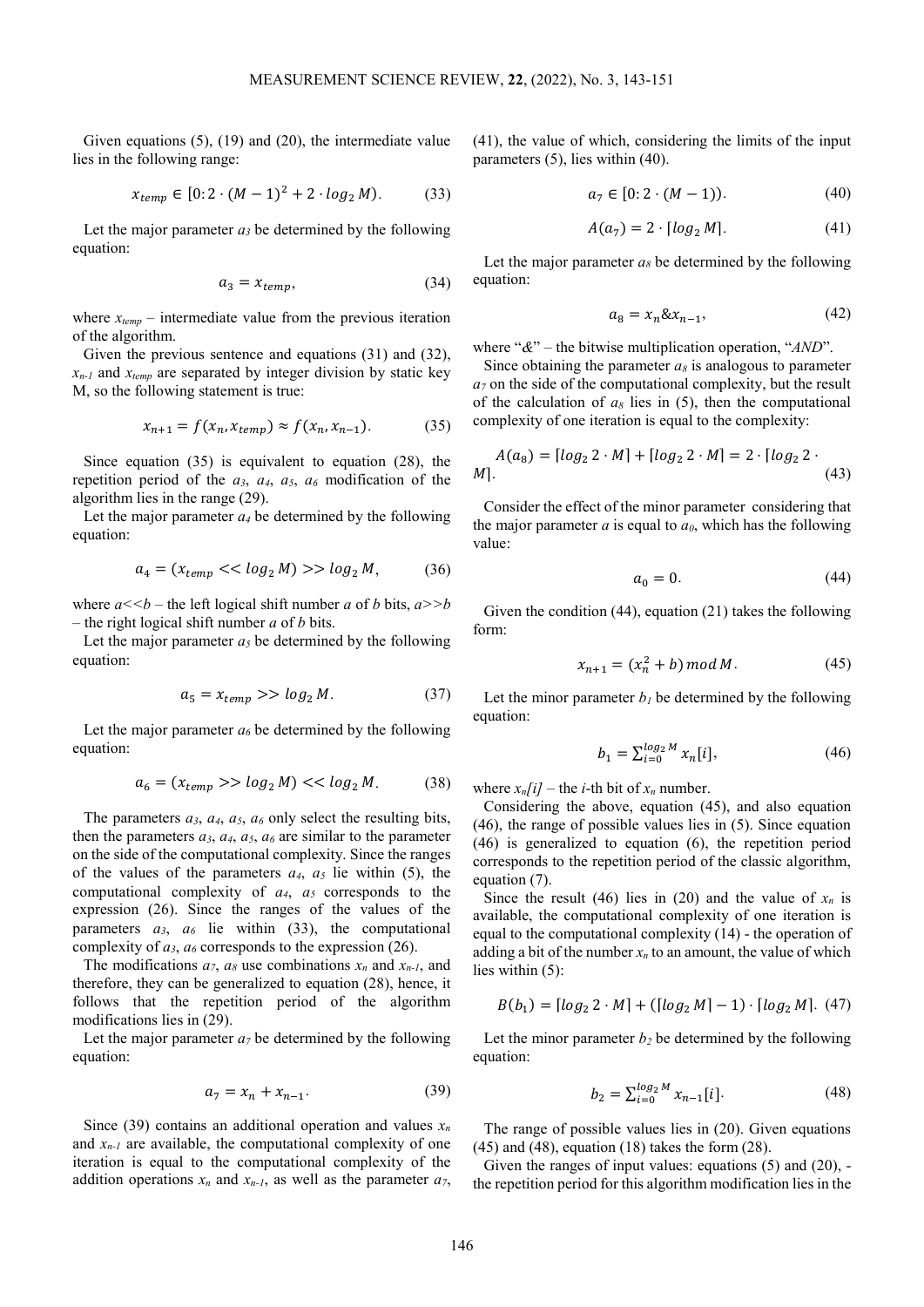Given equations (5), (19) and (20), the intermediate value lies in the following range:

$$x_{temp} \in [0{:}\,2 \cdot (M-1)^2 + 2 \cdot log_2 M). \qquad (33)$$

Let the major parameter $a_3$ be determined by the following equation:

$$a_3 = x_{temp}, \qquad (34)$$

where $x_{temp}$ – intermediate value from the previous iteration of the algorithm.

Given the previous sentence and equations (31) and (32), $x_{n-1}$ and $x_{temp}$ are separated by integer division by static key M, so the following statement is true:

$$x_{n+1} = f(x_n, x_{temp}) \approx f(x_n, x_{n-1}). \qquad (35)$$

Since equation (35) is equivalent to equation (28), the repetition period of the $a_3$, $a_4$, $a_5$, $a_6$ modification of the algorithm lies in the range (29).

Let the major parameter $a_4$ be determined by the following equation:

$$a_4 = (x_{temp} << log_2 M) >> log_2 M, \qquad (36)$$

where $a<<b$ – the left logical shift number $a$ of $b$ bits, $a>>b$ – the right logical shift number $a$ of $b$ bits.

Let the major parameter $a_5$ be determined by the following equation:

$$a_5 = x_{temp} >> log_2 M. \qquad (37)$$

Let the major parameter $a_6$ be determined by the following equation:

$$a_6 = (x_{temp} >> log_2 M) << log_2 M. \qquad (38)$$

The parameters $a_3$, $a_4$, $a_5$, $a_6$ only select the resulting bits, then the parameters $a_3$, $a_4$, $a_5$, $a_6$ are similar to the parameter on the side of the computational complexity. Since the ranges of the values of the parameters $a_4$, $a_5$ lie within (5), the computational complexity of $a_4$, $a_5$ corresponds to the expression (26). Since the ranges of the values of the parameters $a_3$, $a_6$ lie within (33), the computational complexity of $a_3$, $a_6$ corresponds to the expression (26).

The modifications $a_7$, $a_8$ use combinations $x_n$ and $x_{n-1}$, and therefore, they can be generalized to equation (28), hence, it follows that the repetition period of the algorithm modifications lies in (29).

Let the major parameter $a_7$ be determined by the following equation:

$$a_7 = x_n + x_{n-1}. \qquad (39)$$

Since (39) contains an additional operation and values $x_n$ and $x_{n-1}$ are available, the computational complexity of one iteration is equal to the computational complexity of the addition operations $x_n$ and $x_{n-1}$, as well as the parameter $a_7$, (41), the value of which, considering the limits of the input parameters (5), lies within (40).

$$a_7 \in [0{:}\,2 \cdot (M-1)). \qquad (40)$$

$$A(a_7) = 2 \cdot \lceil log_2 M \rceil. \qquad (41)$$

Let the major parameter $a_8$ be determined by the following equation:

$$a_8 = x_n \& x_{n-1}, \qquad (42)$$

where "&" – the bitwise multiplication operation, "*AND*".

Since obtaining the parameter $a_8$ is analogous to parameter $a_7$ on the side of the computational complexity, but the result of the calculation of $a_8$ lies in (5), then the computational complexity of one iteration is equal to the complexity:

$$A(a_8) = \lceil log_2 2 \cdot M \rceil + \lceil log_2 2 \cdot M \rceil = 2 \cdot \lceil log_2 2 \cdot M \rceil. \qquad (43)$$

Consider the effect of the minor parameter considering that the major parameter $a$ is equal to $a_0$, which has the following value:

$$a_0 = 0. \qquad (44)$$

Given the condition (44), equation (21) takes the following form:

$$x_{n+1} = (x_n^2 + b) \, mod \, M. \qquad (45)$$

Let the minor parameter $b_1$ be determined by the following equation:

$$b_1 = \sum_{i=0}^{log_2 M} x_n[i], \qquad (46)$$

where $x_n[i]$ – the $i$-th bit of $x_n$ number.

Considering the above, equation (45), and also equation (46), the range of possible values lies in (5). Since equation (46) is generalized to equation (6), the repetition period corresponds to the repetition period of the classic algorithm, equation (7).

Since the result (46) lies in (20) and the value of $x_n$ is available, the computational complexity of one iteration is equal to the computational complexity (14) - the operation of adding a bit of the number $x_n$ to an amount, the value of which lies within (5):

$$B(b_1) = \lceil log_2 2 \cdot M \rceil + (\lceil log_2 M \rceil - 1) \cdot \lceil log_2 M \rceil. \qquad (47)$$

Let the minor parameter $b_2$ be determined by the following equation:

$$b_2 = \sum_{i=0}^{log_2 M} x_{n-1}[i]. \qquad (48)$$

The range of possible values lies in (20). Given equations (45) and (48), equation (18) takes the form (28).

Given the ranges of input values: equations (5) and (20), - the repetition period for this algorithm modification lies in the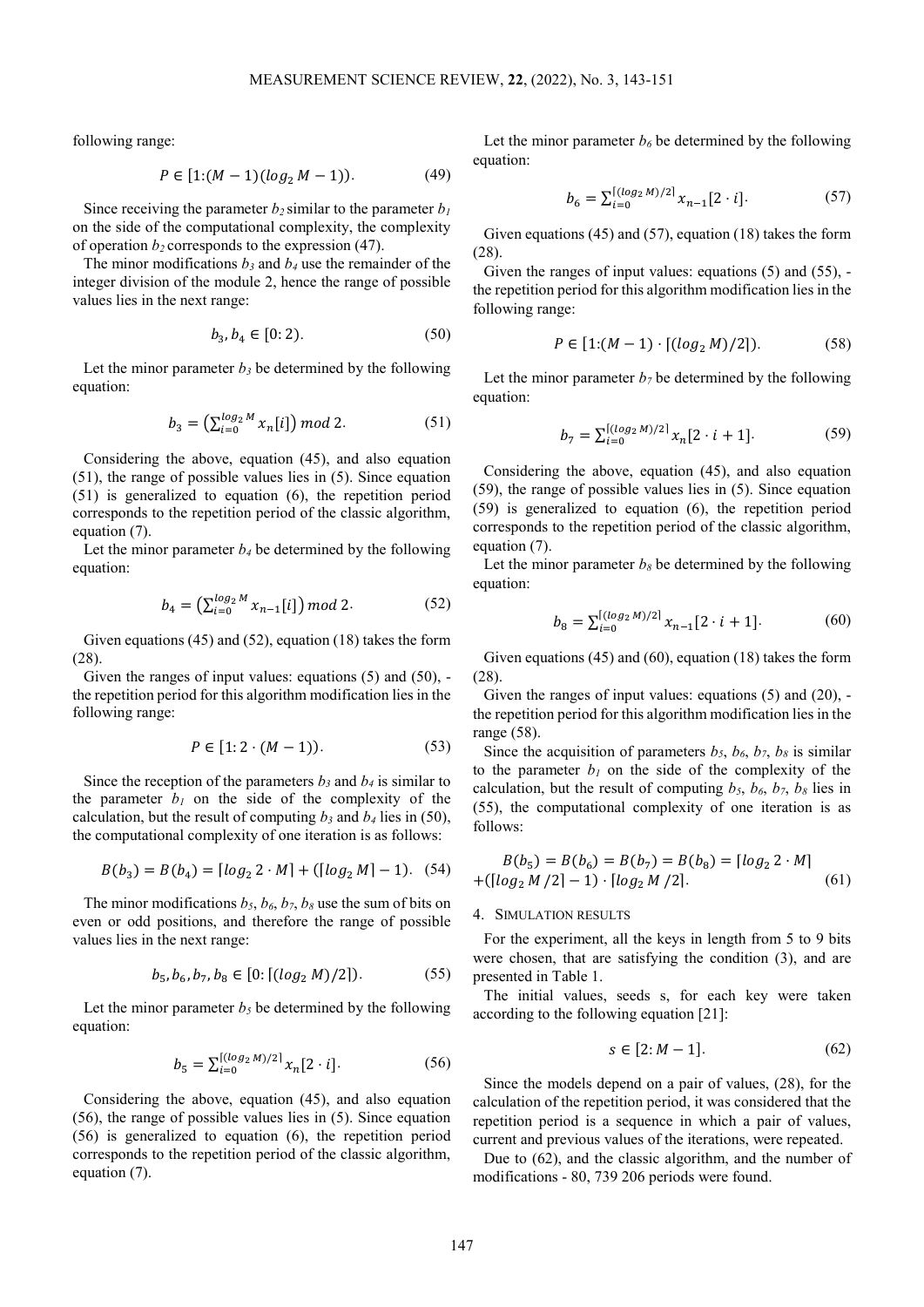following range:

$$P \in [1:(M-1)(log_2 M - 1)). \tag{49}$$

Since receiving the parameter $b_2$ similar to the parameter $b_1$ on the side of the computational complexity, the complexity of operation $b_2$ corresponds to the expression (47).

The minor modifications $b_3$ and $b_4$ use the remainder of the integer division of the module 2, hence the range of possible values lies in the next range:

$$b_3, b_4 \in [0:2). \tag{50}$$

Let the minor parameter $b_3$ be determined by the following equation:

$$b_3 = \left(\sum_{i=0}^{log_2 M} x_n[i]\right) mod\ 2. \tag{51}$$

Considering the above, equation (45), and also equation (51), the range of possible values lies in (5). Since equation (51) is generalized to equation (6), the repetition period corresponds to the repetition period of the classic algorithm, equation (7).

Let the minor parameter $b_4$ be determined by the following equation:

$$b_4 = \left(\sum_{i=0}^{log_2 M} x_{n-1}[i]\right) mod\ 2. \tag{52}$$

Given equations (45) and (52), equation (18) takes the form (28).

Given the ranges of input values: equations (5) and (50), - the repetition period for this algorithm modification lies in the following range:

$$P \in [1:2 \cdot (M-1)). \tag{53}$$

Since the reception of the parameters $b_3$ and $b_4$ is similar to the parameter $b_1$ on the side of the complexity of the calculation, but the result of computing $b_3$ and $b_4$ lies in (50), the computational complexity of one iteration is as follows:

$$B(b_3) = B(b_4) = \lceil log_2 2 \cdot M \rceil + (\lceil log_2 M \rceil - 1). \tag{54}$$

The minor modifications $b_5$, $b_6$, $b_7$, $b_8$ use the sum of bits on even or odd positions, and therefore the range of possible values lies in the next range:

$$b_5, b_6, b_7, b_8 \in [0:\lceil (log_2 M)/2 \rceil). \tag{55}$$

Let the minor parameter $b_5$ be determined by the following equation:

$$b_5 = \sum_{i=0}^{\lceil (log_2 M)/2 \rceil} x_n[2 \cdot i]. \tag{56}$$

Considering the above, equation (45), and also equation (56), the range of possible values lies in (5). Since equation (56) is generalized to equation (6), the repetition period corresponds to the repetition period of the classic algorithm, equation (7).

Let the minor parameter $b_6$ be determined by the following equation:

$$b_6 = \sum_{i=0}^{\lceil (log_2 M)/2 \rceil} x_{n-1}[2 \cdot i]. \tag{57}$$

Given equations (45) and (57), equation (18) takes the form (28).

Given the ranges of input values: equations (5) and (55), - the repetition period for this algorithm modification lies in the following range:

$$P \in [1:(M-1) \cdot \lceil (log_2 M)/2 \rceil). \tag{58}$$

Let the minor parameter $b_7$ be determined by the following equation:

$$b_7 = \sum_{i=0}^{\lceil (log_2 M)/2 \rceil} x_n[2 \cdot i + 1]. \tag{59}$$

Considering the above, equation (45), and also equation (59), the range of possible values lies in (5). Since equation (59) is generalized to equation (6), the repetition period corresponds to the repetition period of the classic algorithm, equation (7).

Let the minor parameter $b_8$ be determined by the following equation:

$$b_8 = \sum_{i=0}^{\lceil (log_2 M)/2 \rceil} x_{n-1}[2 \cdot i + 1]. \tag{60}$$

Given equations (45) and (60), equation (18) takes the form (28).

Given the ranges of input values: equations (5) and (20), - the repetition period for this algorithm modification lies in the range (58).

Since the acquisition of parameters $b_5$, $b_6$, $b_7$, $b_8$ is similar to the parameter $b_1$ on the side of the complexity of the calculation, but the result of computing $b_5$, $b_6$, $b_7$, $b_8$ lies in (55), the computational complexity of one iteration is as follows:

$$B(b_5) = B(b_6) = B(b_7) = B(b_8) = \lceil log_2 2 \cdot M \rceil + (\lceil log_2 M/2 \rceil - 1) \cdot \lceil log_2 M/2 \rceil. \tag{61}$$

## 4. Simulation results

For the experiment, all the keys in length from 5 to 9 bits were chosen, that are satisfying the condition (3), and are presented in Table 1.

The initial values, seeds s, for each key were taken according to the following equation [21]:

$$s \in [2:M-1]. \tag{62}$$

Since the models depend on a pair of values, (28), for the calculation of the repetition period, it was considered that the repetition period is a sequence in which a pair of values, current and previous values of the iterations, were repeated.

Due to (62), and the classic algorithm, and the number of modifications - 80, 739 206 periods were found.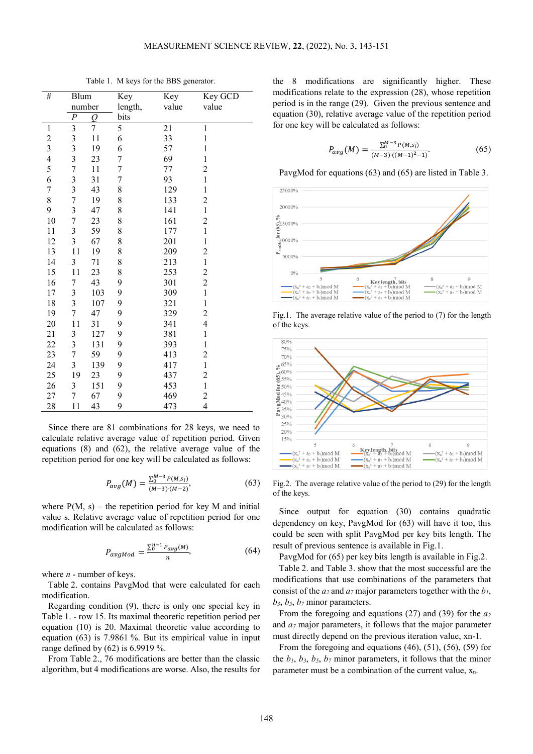Table 1. M keys for the BBS generator.

| # | Blum number P | Blum number Q | Key length, bits | Key value | Key GCD value |
|---|---|---|---|---|---|
| 1 | 3 | 7 | 5 | 21 | 1 |
| 2 | 3 | 11 | 6 | 33 | 1 |
| 3 | 3 | 19 | 6 | 57 | 1 |
| 4 | 3 | 23 | 7 | 69 | 1 |
| 5 | 7 | 11 | 7 | 77 | 2 |
| 6 | 3 | 31 | 7 | 93 | 1 |
| 7 | 3 | 43 | 8 | 129 | 1 |
| 8 | 7 | 19 | 8 | 133 | 2 |
| 9 | 3 | 47 | 8 | 141 | 1 |
| 10 | 7 | 23 | 8 | 161 | 2 |
| 11 | 3 | 59 | 8 | 177 | 1 |
| 12 | 3 | 67 | 8 | 201 | 1 |
| 13 | 11 | 19 | 8 | 209 | 2 |
| 14 | 3 | 71 | 8 | 213 | 1 |
| 15 | 11 | 23 | 8 | 253 | 2 |
| 16 | 7 | 43 | 9 | 301 | 2 |
| 17 | 3 | 103 | 9 | 309 | 1 |
| 18 | 3 | 107 | 9 | 321 | 1 |
| 19 | 7 | 47 | 9 | 329 | 2 |
| 20 | 11 | 31 | 9 | 341 | 4 |
| 21 | 3 | 127 | 9 | 381 | 1 |
| 22 | 3 | 131 | 9 | 393 | 1 |
| 23 | 7 | 59 | 9 | 413 | 2 |
| 24 | 3 | 139 | 9 | 417 | 1 |
| 25 | 19 | 23 | 9 | 437 | 2 |
| 26 | 3 | 151 | 9 | 453 | 1 |
| 27 | 7 | 67 | 9 | 469 | 2 |
| 28 | 11 | 43 | 9 | 473 | 4 |

Since there are 81 combinations for 28 keys, we need to calculate relative average value of repetition period. Given equations (8) and (62), the relative average value of the repetition period for one key will be calculated as follows:

$$P_{avg}(M) = \frac{\sum_0^{M-3} P(M,s_i)}{(M-3)\cdot(M-2)}, \quad (63)$$

where P(M, s) – the repetition period for key M and initial value s. Relative average value of repetition period for one modification will be calculated as follows:

$$P_{avgMod} = \frac{\sum_0^{n-1} P_{avg}(M)}{n}, \quad (64)$$

where $n$ - number of keys.

Table 2. contains PavgMod that were calculated for each modification.

Regarding condition (9), there is only one special key in Table 1. - row 15. Its maximal theoretic repetition period per equation (10) is 20. Maximal theoretic value according to equation (63) is 7.9861 %. But its empirical value in input range defined by (62) is 6.9919 %.

From Table 2., 76 modifications are better than the classic algorithm, but 4 modifications are worse. Also, the results for the 8 modifications are significantly higher. These modifications relate to the expression (28), whose repetition period is in the range (29). Given the previous sentence and equation (30), relative average value of the repetition period for one key will be calculated as follows:

$$P_{avg}(M) = \frac{\sum_0^{M-3} P(M,s_i)}{(M-3)\cdot((M-1)^2-1)}. \quad (65)$$

PavgMod for equations (63) and (65) are listed in Table 3.

Fig.1. The average relative value of the period to (7) for the length of the keys.

Fig.2. The average relative value of the period to (29) for the length of the keys.

Since output for equation (30) contains quadratic dependency on key, PavgMod for (63) will have it too, this could be seen with split PavgMod per key bits length. The result of previous sentence is available in Fig.1.

PavgMod for (65) per key bits length is available in Fig.2.

Table 2. and Table 3. show that the most successful are the modifications that use combinations of the parameters that consist of the $a_2$ and $a_7$ major parameters together with the $b_1$, $b_3$, $b_5$, $b_7$ minor parameters.

From the foregoing and equations (27) and (39) for the $a_2$ and $a_7$ major parameters, it follows that the major parameter must directly depend on the previous iteration value, xn-1.

From the foregoing and equations (46), (51), (56), (59) for the $b_1$, $b_3$, $b_5$, $b_7$ minor parameters, it follows that the minor parameter must be a combination of the current value, $x_n$.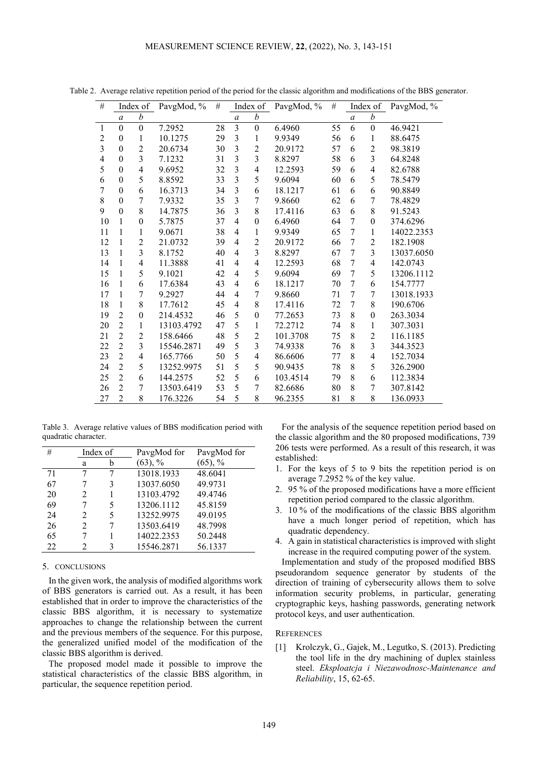Table 2. Average relative repetition period of the period for the classic algorithm and modifications of the BBS generator.

| # | Index of | | PavgMod, % | # | Index of | | PavgMod, % | # | Index of | | PavgMod, % |
|---|---|---|---|---|---|---|---|---|---|---|---|
| | *a* | *b* | | | *a* | *b* | | | *a* | *b* | |
| 1 | 0 | 0 | 7.2952 | 28 | 3 | 0 | 6.4960 | 55 | 6 | 0 | 46.9421 |
| 2 | 0 | 1 | 10.1275 | 29 | 3 | 1 | 9.9349 | 56 | 6 | 1 | 88.6475 |
| 3 | 0 | 2 | 20.6734 | 30 | 3 | 2 | 20.9172 | 57 | 6 | 2 | 98.3819 |
| 4 | 0 | 3 | 7.1232 | 31 | 3 | 3 | 8.8297 | 58 | 6 | 3 | 64.8248 |
| 5 | 0 | 4 | 9.6952 | 32 | 3 | 4 | 12.2593 | 59 | 6 | 4 | 82.6788 |
| 6 | 0 | 5 | 8.8592 | 33 | 3 | 5 | 9.6094 | 60 | 6 | 5 | 78.5479 |
| 7 | 0 | 6 | 16.3713 | 34 | 3 | 6 | 18.1217 | 61 | 6 | 6 | 90.8849 |
| 8 | 0 | 7 | 7.9332 | 35 | 3 | 7 | 9.8660 | 62 | 6 | 7 | 78.4829 |
| 9 | 0 | 8 | 14.7875 | 36 | 3 | 8 | 17.4116 | 63 | 6 | 8 | 91.5243 |
| 10 | 1 | 0 | 5.7875 | 37 | 4 | 0 | 6.4960 | 64 | 7 | 0 | 374.6296 |
| 11 | 1 | 1 | 9.0671 | 38 | 4 | 1 | 9.9349 | 65 | 7 | 1 | 14022.2353 |
| 12 | 1 | 2 | 21.0732 | 39 | 4 | 2 | 20.9172 | 66 | 7 | 2 | 182.1908 |
| 13 | 1 | 3 | 8.1752 | 40 | 4 | 3 | 8.8297 | 67 | 7 | 3 | 13037.6050 |
| 14 | 1 | 4 | 11.3888 | 41 | 4 | 4 | 12.2593 | 68 | 7 | 4 | 142.0743 |
| 15 | 1 | 5 | 9.1021 | 42 | 4 | 5 | 9.6094 | 69 | 7 | 5 | 13206.1112 |
| 16 | 1 | 6 | 17.6384 | 43 | 4 | 6 | 18.1217 | 70 | 7 | 6 | 154.7777 |
| 17 | 1 | 7 | 9.2927 | 44 | 4 | 7 | 9.8660 | 71 | 7 | 7 | 13018.1933 |
| 18 | 1 | 8 | 17.7612 | 45 | 4 | 8 | 17.4116 | 72 | 7 | 8 | 190.6706 |
| 19 | 2 | 0 | 214.4532 | 46 | 5 | 0 | 77.2653 | 73 | 8 | 0 | 263.3034 |
| 20 | 2 | 1 | 13103.4792 | 47 | 5 | 1 | 72.2712 | 74 | 8 | 1 | 307.3031 |
| 21 | 2 | 2 | 158.6466 | 48 | 5 | 2 | 101.3708 | 75 | 8 | 2 | 116.1185 |
| 22 | 2 | 3 | 15546.2871 | 49 | 5 | 3 | 74.9338 | 76 | 8 | 3 | 344.3523 |
| 23 | 2 | 4 | 165.7766 | 50 | 5 | 4 | 86.6606 | 77 | 8 | 4 | 152.7034 |
| 24 | 2 | 5 | 13252.9975 | 51 | 5 | 5 | 90.9435 | 78 | 8 | 5 | 326.2900 |
| 25 | 2 | 6 | 144.2575 | 52 | 5 | 6 | 103.4514 | 79 | 8 | 6 | 112.3834 |
| 26 | 2 | 7 | 13503.6419 | 53 | 5 | 7 | 82.6686 | 80 | 8 | 7 | 307.8142 |
| 27 | 2 | 8 | 176.3226 | 54 | 5 | 8 | 96.2355 | 81 | 8 | 8 | 136.0933 |

Table 3. Average relative values of BBS modification period with quadratic character.

| # | Index of | | PavgMod for (63), % | PavgMod for (65), % |
|---|---|---|---|---|
| | a | b | | |
| 71 | 7 | 7 | 13018.1933 | 48.6041 |
| 67 | 7 | 3 | 13037.6050 | 49.9731 |
| 20 | 2 | 1 | 13103.4792 | 49.4746 |
| 69 | 7 | 5 | 13206.1112 | 45.8159 |
| 24 | 2 | 5 | 13252.9975 | 49.0195 |
| 26 | 2 | 7 | 13503.6419 | 48.7998 |
| 65 | 7 | 1 | 14022.2353 | 50.2448 |
| 22 | 2 | 3 | 15546.2871 | 56.1337 |

## 5. CONCLUSIONS

In the given work, the analysis of modified algorithms work of BBS generators is carried out. As a result, it has been established that in order to improve the characteristics of the classic BBS algorithm, it is necessary to systematize approaches to change the relationship between the current and the previous members of the sequence. For this purpose, the generalized unified model of the modification of the classic BBS algorithm is derived.

The proposed model made it possible to improve the statistical characteristics of the classic BBS algorithm, in particular, the sequence repetition period.

For the analysis of the sequence repetition period based on the classic algorithm and the 80 proposed modifications, 739 206 tests were performed. As a result of this research, it was established:

1. For the keys of 5 to 9 bits the repetition period is on average 7.2952 % of the key value.
2. 95 % of the proposed modifications have a more efficient repetition period compared to the classic algorithm.
3. 10 % of the modifications of the classic BBS algorithm have a much longer period of repetition, which has quadratic dependency.
4. A gain in statistical characteristics is improved with slight increase in the required computing power of the system.

Implementation and study of the proposed modified BBS pseudorandom sequence generator by students of the direction of training of cybersecurity allows them to solve information security problems, in particular, generating cryptographic keys, hashing passwords, generating network protocol keys, and user authentication.

## REFERENCES

[1] Krolczyk, G., Gajek, M., Legutko, S. (2013). Predicting the tool life in the dry machining of duplex stainless steel. *Eksploatcja i Niezawodnosc-Maintenance and Reliability*, 15, 62-65.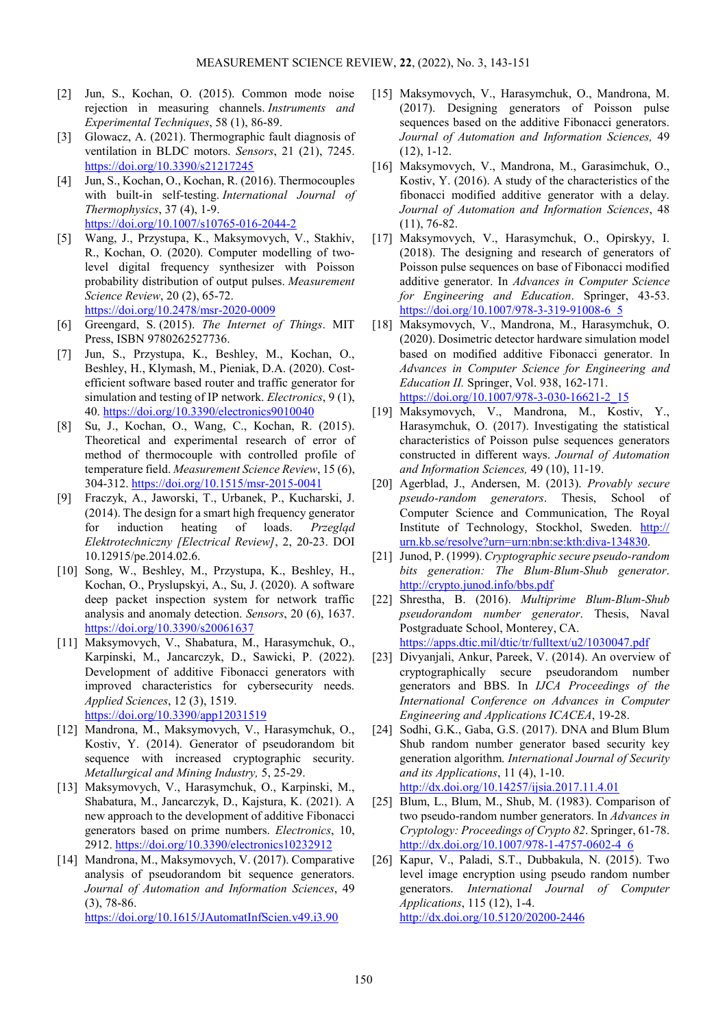[2] Jun, S., Kochan, O. (2015). Common mode noise rejection in measuring channels. *Instruments and Experimental Techniques*, 58 (1), 86-89.

[3] Glowacz, A. (2021). Thermographic fault diagnosis of ventilation in BLDC motors. *Sensors*, 21 (21), 7245. https://doi.org/10.3390/s21217245

[4] Jun, S., Kochan, O., Kochan, R. (2016). Thermocouples with built-in self-testing. *International Journal of Thermophysics*, 37 (4), 1-9. https://doi.org/10.1007/s10765-016-2044-2

[5] Wang, J., Przystupa, K., Maksymovych, V., Stakhiv, R., Kochan, O. (2020). Computer modelling of two-level digital frequency synthesizer with Poisson probability distribution of output pulses. *Measurement Science Review*, 20 (2), 65-72. https://doi.org/10.2478/msr-2020-0009

[6] Greengard, S. (2015). *The Internet of Things*. MIT Press, ISBN 9780262527736.

[7] Jun, S., Przystupa, K., Beshley, M., Kochan, O., Beshley, H., Klymash, M., Pieniak, D.A. (2020). Cost-efficient software based router and traffic generator for simulation and testing of IP network. *Electronics*, 9 (1), 40. https://doi.org/10.3390/electronics9010040

[8] Su, J., Kochan, O., Wang, C., Kochan, R. (2015). Theoretical and experimental research of error of method of thermocouple with controlled profile of temperature field. *Measurement Science Review*, 15 (6), 304-312. https://doi.org/10.1515/msr-2015-0041

[9] Fraczyk, A., Jaworski, T., Urbanek, P., Kucharski, J. (2014). The design for a smart high frequency generator for induction heating of loads. *Przegląd Elektrotechniczny [Electrical Review]*, 2, 20-23. DOI 10.12915/pe.2014.02.6.

[10] Song, W., Beshley, M., Przystupa, K., Beshley, H., Kochan, O., Pryslupskyi, A., Su, J. (2020). A software deep packet inspection system for network traffic analysis and anomaly detection. *Sensors*, 20 (6), 1637. https://doi.org/10.3390/s20061637

[11] Maksymovych, V., Shabatura, M., Harasymchuk, O., Karpinski, M., Jancarczyk, D., Sawicki, P. (2022). Development of additive Fibonacci generators with improved characteristics for cybersecurity needs. *Applied Sciences*, 12 (3), 1519. https://doi.org/10.3390/app12031519

[12] Mandrona, M., Maksymovych, V., Harasymchuk, O., Kostiv, Y. (2014). Generator of pseudorandom bit sequence with increased cryptographic security. *Metallurgical and Mining Industry,* 5, 25-29.

[13] Maksymovych, V., Harasymchuk, O., Karpinski, M., Shabatura, M., Jancarczyk, D., Kajstura, K. (2021). A new approach to the development of additive Fibonacci generators based on prime numbers. *Electronics*, 10, 2912. https://doi.org/10.3390/electronics10232912

[14] Mandrona, M., Maksymovych, V. (2017). Comparative analysis of pseudorandom bit sequence generators. *Journal of Automation and Information Sciences*, 49 (3), 78-86. https://doi.org/10.1615/JAutomatInfScien.v49.i3.90

[15] Maksymovych, V., Harasymchuk, O., Mandrona, M. (2017). Designing generators of Poisson pulse sequences based on the additive Fibonacci generators. *Journal of Automation and Information Sciences,* 49 (12), 1-12.

[16] Maksymovych, V., Mandrona, M., Garasimchuk, O., Kostiv, Y. (2016). A study of the characteristics of the fibonacci modified additive generator with a delay. *Journal of Automation and Information Sciences*, 48 (11), 76-82.

[17] Maksymovych, V., Harasymchuk, O., Opirskyy, I. (2018). The designing and research of generators of Poisson pulse sequences on base of Fibonacci modified additive generator. In *Advances in Computer Science for Engineering and Education*. Springer, 43-53. https://doi.org/10.1007/978-3-319-91008-6_5

[18] Maksymovych, V., Mandrona, M., Harasymchuk, O. (2020). Dosimetric detector hardware simulation model based on modified additive Fibonacci generator. In *Advances in Computer Science for Engineering and Education II.* Springer, Vol. 938, 162-171. https://doi.org/10.1007/978-3-030-16621-2_15

[19] Maksymovych, V., Mandrona, M., Kostiv, Y., Harasymchuk, O. (2017). Investigating the statistical characteristics of Poisson pulse sequences generators constructed in different ways. *Journal of Automation and Information Sciences,* 49 (10), 11-19.

[20] Agerblad, J., Andersen, M. (2013). *Provably secure pseudo-random generators*. Thesis, School of Computer Science and Communication, The Royal Institute of Technology, Stockhol, Sweden. http://urn.kb.se/resolve?urn=urn:nbn:se:kth:diva-134830.

[21] Junod, P. (1999). *Cryptographic secure pseudo-random bits generation: The Blum-Blum-Shub generator*. http://crypto.junod.info/bbs.pdf

[22] Shrestha, B. (2016). *Multiprime Blum-Blum-Shub pseudorandom number generator*. Thesis, Naval Postgraduate School, Monterey, CA. https://apps.dtic.mil/dtic/tr/fulltext/u2/1030047.pdf

[23] Divyanjali, Ankur, Pareek, V. (2014). An overview of cryptographically secure pseudorandom number generators and BBS. In *IJCA Proceedings of the International Conference on Advances in Computer Engineering and Applications ICACEA*, 19-28.

[24] Sodhi, G.K., Gaba, G.S. (2017). DNA and Blum Blum Shub random number generator based security key generation algorithm. *International Journal of Security and its Applications*, 11 (4), 1-10. http://dx.doi.org/10.14257/ijsia.2017.11.4.01

[25] Blum, L., Blum, M., Shub, M. (1983). Comparison of two pseudo-random number generators. In *Advances in Cryptology: Proceedings of Crypto 82*. Springer, 61-78. http://dx.doi.org/10.1007/978-1-4757-0602-4_6

[26] Kapur, V., Paladi, S.T., Dubbakula, N. (2015). Two level image encryption using pseudo random number generators. *International Journal of Computer Applications*, 115 (12), 1-4. http://dx.doi.org/10.5120/20200-2446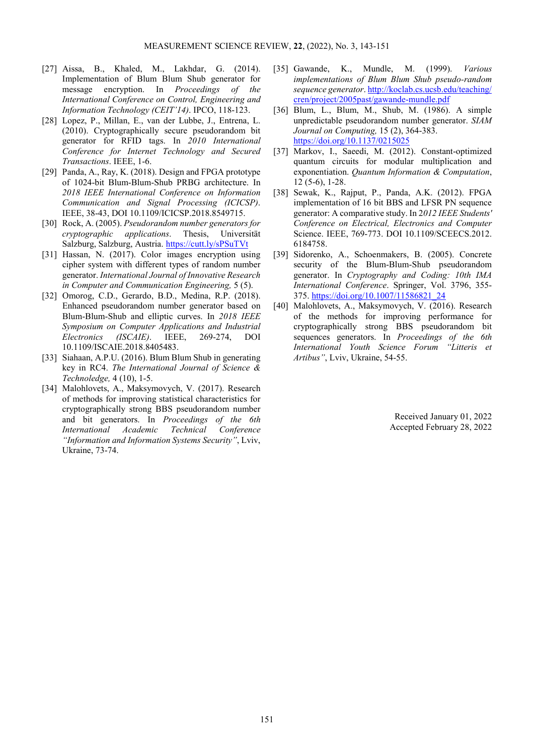[27] Aissa, B., Khaled, M., Lakhdar, G. (2014). Implementation of Blum Blum Shub generator for message encryption. In *Proceedings of the International Conference on Control, Engineering and Information Technology (CEIT'14)*. IPCO, 118-123.

[28] Lopez, P., Millan, E., van der Lubbe, J., Entrena, L. (2010). Cryptographically secure pseudorandom bit generator for RFID tags. In *2010 International Conference for Internet Technology and Secured Transactions*. IEEE, 1-6.

[29] Panda, A., Ray, K. (2018). Design and FPGA prototype of 1024-bit Blum-Blum-Shub PRBG architecture. In *2018 IEEE International Conference on Information Communication and Signal Processing (ICICSP)*. IEEE, 38-43, DOI 10.1109/ICICSP.2018.8549715.

[30] Rock, A. (2005). *Pseudorandom number generators for cryptographic applications*. Thesis, Universität Salzburg, Salzburg, Austria. https://cutt.ly/sPSuTVt

[31] Hassan, N. (2017). Color images encryption using cipher system with different types of random number generator. *International Journal of Innovative Research in Computer and Communication Engineering,* 5 (5).

[32] Omorog, C.D., Gerardo, B.D., Medina, R.P. (2018). Enhanced pseudorandom number generator based on Blum-Blum-Shub and elliptic curves. In *2018 IEEE Symposium on Computer Applications and Industrial Electronics (ISCAIE)*. IEEE, 269-274, DOI 10.1109/ISCAIE.2018.8405483.

[33] Siahaan, A.P.U. (2016). Blum Blum Shub in generating key in RC4. *The International Journal of Science & Technoledge,* 4 (10), 1-5.

[34] Malohlovets, A., Maksymovych, V. (2017). Research of methods for improving statistical characteristics for cryptographically strong BBS pseudorandom number and bit generators. In *Proceedings of the 6th International Academic Technical Conference "Information and Information Systems Security"*, Lviv, Ukraine, 73-74.

[35] Gawande, K., Mundle, M. (1999). *Various implementations of Blum Blum Shub pseudo-random sequence generator*. http://koclab.cs.ucsb.edu/teaching/cren/project/2005past/gawande-mundle.pdf

[36] Blum, L., Blum, M., Shub, M. (1986). A simple unpredictable pseudorandom number generator. *SIAM Journal on Computing,* 15 (2), 364-383. https://doi.org/10.1137/0215025

[37] Markov, I., Saeedi, M. (2012). Constant-optimized quantum circuits for modular multiplication and exponentiation. *Quantum Information & Computation*, 12 (5-6), 1-28.

[38] Sewak, K., Rajput, P., Panda, A.K. (2012). FPGA implementation of 16 bit BBS and LFSR PN sequence generator: A comparative study. In *2012 IEEE Students' Conference on Electrical, Electronics and Computer* Science. IEEE, 769-773. DOI 10.1109/SCEECS.2012.6184758.

[39] Sidorenko, A., Schoenmakers, B. (2005). Concrete security of the Blum-Blum-Shub pseudorandom generator. In *Cryptography and Coding: 10th IMA International Conference*. Springer, Vol. 3796, 355-375. https://doi.org/10.1007/11586821_24

[40] Malohlovets, A., Maksymovych, V. (2016). Research of the methods for improving performance for cryptographically strong BBS pseudorandom bit sequences generators. In *Proceedings of the 6th International Youth Science Forum "Litteris et Artibus"*, Lviv, Ukraine, 54-55.

Received January 01, 2022
Accepted February 28, 2022